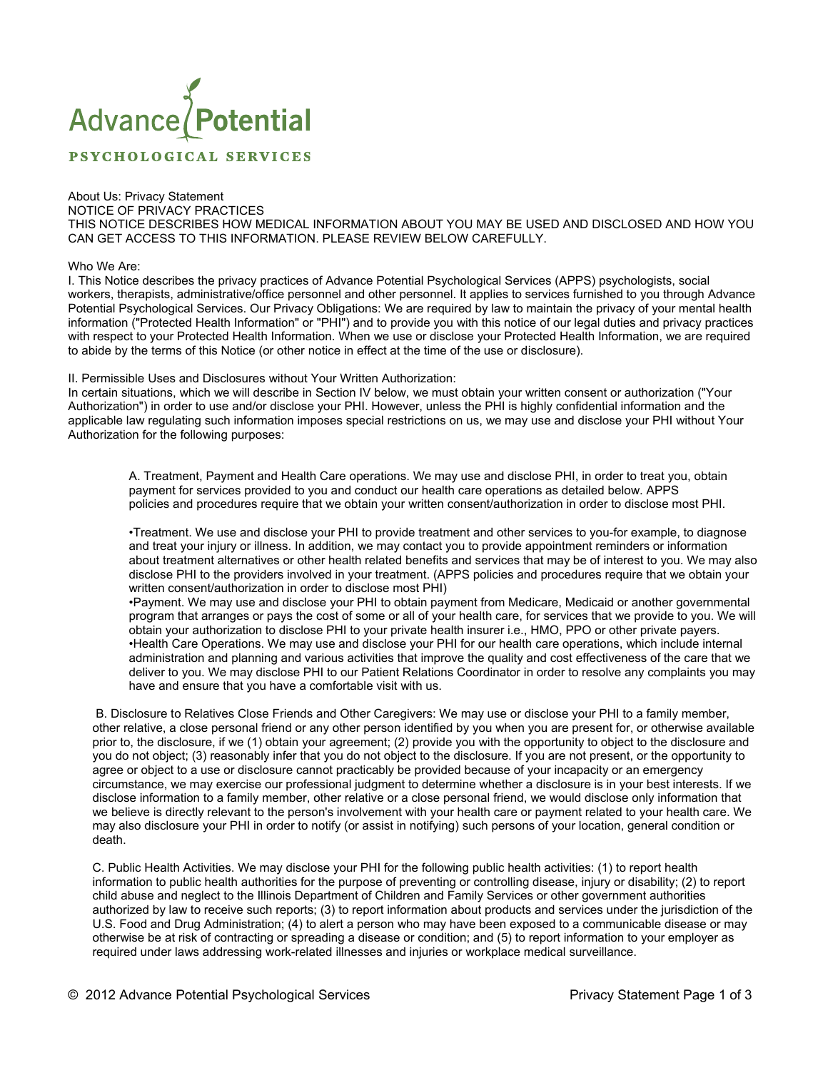# Advance Potential

## PSYCHOLOGICAL SERVICES

About Us: Privacy Statement

NOTICE OF PRIVACY PRACTICES

THIS NOTICE DESCRIBES HOW MEDICAL INFORMATION ABOUT YOU MAY BE USED AND DISCLOSED AND HOW YOU CAN GET ACCESS TO THIS INFORMATION. PLEASE REVIEW BELOW CAREFULLY.

Who We Are:

I. This Notice describes the privacy practices of Advance Potential Psychological Services (APPS) psychologists, social workers, therapists, administrative/office personnel and other personnel. It applies to services furnished to you through Advance Potential Psychological Services. Our Privacy Obligations: We are required by law to maintain the privacy of your mental health information ("Protected Health Information" or "PHI") and to provide you with this notice of our legal duties and privacy practices with respect to your Protected Health Information. When we use or disclose your Protected Health Information, we are required to abide by the terms of this Notice (or other notice in effect at the time of the use or disclosure).

II. Permissible Uses and Disclosures without Your Written Authorization:

In certain situations, which we will describe in Section IV below, we must obtain your written consent or authorization ("Your Authorization") in order to use and/or disclose your PHI. However, unless the PHI is highly confidential information and the applicable law regulating such information imposes special restrictions on us, we may use and disclose your PHI without Your Authorization for the following purposes:

A. Treatment, Payment and Health Care operations. We may use and disclose PHI, in order to treat you, obtain payment for services provided to you and conduct our health care operations as detailed below. APPS policies and procedures require that we obtain your written consent/authorization in order to disclose most PHI.

- Treatment. We use and disclose your PHI to provide treatment and other services to you-for example, to diagnose and treat your injury or illness. In addition, we may contact you to provide appointment reminders or information about treatment alternatives or other health related benefits and services that may be of interest to you. We may also disclose PHI to the providers involved in your treatment. (APPS policies and procedures require that we obtain your written consent/authorization in order to disclose most PHI)
- Payment. We may use and disclose your PHI to obtain payment from Medicare, Medicaid or another governmental program that arranges or pays the cost of some or all of your health care, for services that we provide to you. We will obtain your authorization to disclose PHI to your private health insurer i.e., HMO, PPO or other private payers.
- Health Care Operations. We may use and disclose your PHI for our health care operations, which include internal administration and planning and various activities that improve the quality and cost effectiveness of the care that we deliver to you. We may disclose PHI to our Patient Relations Coordinator in order to resolve any complaints you may have and ensure that you have a comfortable visit with us.

B. Disclosure to Relatives Close Friends and Other Caregivers: We may use or disclose your PHI to a family member, other relative, a close personal friend or any other person identified by you when you are present for, or otherwise available prior to, the disclosure, if we (1) obtain your agreement; (2) provide you with the opportunity to object to the disclosure and you do not object; (3) reasonably infer that you do not object to the disclosure. If you are not present, or the opportunity to agree or object to a use or disclosure cannot practicably be provided because of your incapacity or an emergency circumstance, we may exercise our professional judgment to determine whether a disclosure is in your best interests. If we disclose information to a family member, other relative or a close personal friend, we would disclose only information that we believe is directly relevant to the person's involvement with your health care or payment related to your health care. We may also disclosure your PHI in order to notify (or assist in notifying) such persons of your location, general condition or death.

C. Public Health Activities. We may disclose your PHI for the following public health activities: (1) to report health information to public health authorities for the purpose of preventing or controlling disease, injury or disability; (2) to report child abuse and neglect to the Illinois Department of Children and Family Services or other government authorities authorized by law to receive such reports; (3) to report information about products and services under the jurisdiction of the U.S. Food and Drug Administration; (4) to alert a person who may have been exposed to a communicable disease or may otherwise be at risk of contracting or spreading a disease or condition; and (5) to report information to your employer as required under laws addressing work-related illnesses and injuries or workplace medical surveillance.

© 2012 Advance Potential Psychological Services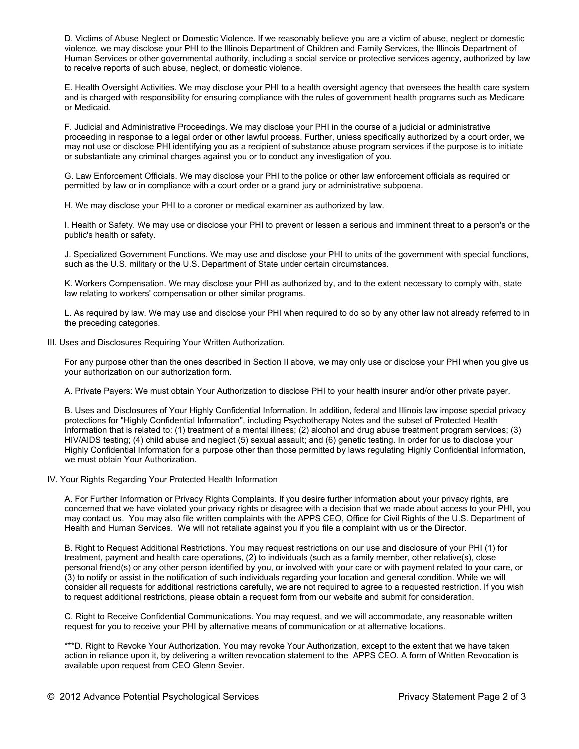D. Victims of Abuse Neglect or Domestic Violence. If we reasonably believe you are a victim of abuse, neglect or domestic violence, we may disclose your PHI to the Illinois Department of Children and Family Services, the Illinois Department of Human Services or other governmental authority, including a social service or protective services agency, authorized by law to receive reports of such abuse, neglect, or domestic violence.

E. Health Oversight Activities. We may disclose your PHI to a health oversight agency that oversees the health care system and is charged with responsibility for ensuring compliance with the rules of government health programs such as Medicare or Medicaid.

F. Judicial and Administrative Proceedings. We may disclose your PHI in the course of a judicial or administrative proceeding in response to a legal order or other lawful process. Further, unless specifically authorized by a court order, we may not use or disclose PHI identifying you as a recipient of substance abuse program services if the purpose is to initiate or substantiate any criminal charges against you or to conduct any investigation of you.

G. Law Enforcement Officials. We may disclose your PHI to the police or other law enforcement officials as required or permitted by law or in compliance with a court order or a grand jury or administrative subpoena.

H. We may disclose your PHI to a coroner or medical examiner as authorized by law.

I. Health or Safety. We may use or disclose your PHI to prevent or lessen a serious and imminent threat to a person's or the public's health or safety.

J. Specialized Government Functions. We may use and disclose your PHI to units of the government with special functions, such as the U.S. military or the U.S. Department of State under certain circumstances.

K. Workers Compensation. We may disclose your PHI as authorized by, and to the extent necessary to comply with, state law relating to workers' compensation or other similar programs.

L. As required by law. We may use and disclose your PHI when required to do so by any other law not already referred to in the preceding categories.

III. Uses and Disclosures Requiring Your Written Authorization.

For any purpose other than the ones described in Section II above, we may only use or disclose your PHI when you give us your authorization on our authorization form.

A. Private Payers: We must obtain Your Authorization to disclose PHI to your health insurer and/or other private payer.

B. Uses and Disclosures of Your Highly Confidential Information. In addition, federal and Illinois law impose special privacy protections for "Highly Confidential Information", including Psychotherapy Notes and the subset of Protected Health Information that is related to: (1) treatment of a mental illness; (2) alcohol and drug abuse treatment program services; (3) HIV/AIDS testing; (4) child abuse and neglect (5) sexual assault; and (6) genetic testing. In order for us to disclose your Highly Confidential Information for a purpose other than those permitted by laws regulating Highly Confidential Information, we must obtain Your Authorization.

IV. Your Rights Regarding Your Protected Health Information

A. For Further Information or Privacy Rights Complaints. If you desire further information about your privacy rights, are concerned that we have violated your privacy rights or disagree with a decision that we made about access to your PHI, you may contact us. You may also file written complaints with the APPS CEO, Office for Civil Rights of the U.S. Department of Health and Human Services. We will not retaliate against you if you file a complaint with us or the Director.

B. Right to Request Additional Restrictions. You may request restrictions on our use and disclosure of your PHI (1) for treatment, payment and health care operations, (2) to individuals (such as a family member, other relative(s), close personal friend(s) or any other person identified by you, or involved with your care or with payment related to your care, or (3) to notify or assist in the notification of such individuals regarding your location and general condition. While we will consider all requests for additional restrictions carefully, we are not required to agree to a requested restriction. If you wish to request additional restrictions, please obtain a request form from our website and submit for consideration.

C. Right to Receive Confidential Communications. You may request, and we will accommodate, any reasonable written request for you to receive your PHI by alternative means of communication or at alternative locations.

***D. Right to Revoke Your Authorization. You may revoke Your Authorization, except to the extent that we have taken action in reliance upon it, by delivering a written revocation statement to the APPS CEO. A form of Written Revocation is available upon request from CEO Glenn Sevier.

© 2012 Advance Potential Psychological Services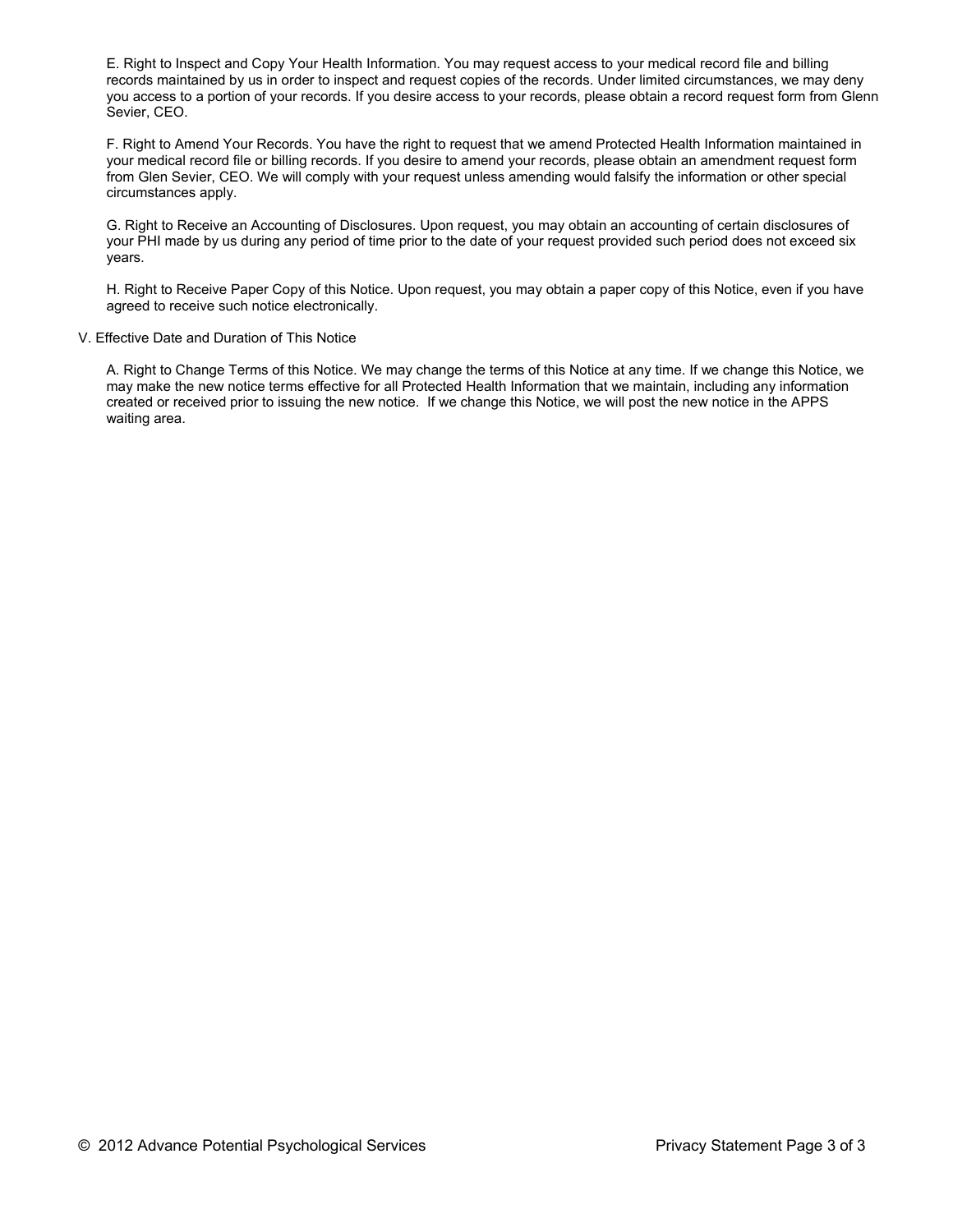E. Right to Inspect and Copy Your Health Information. You may request access to your medical record file and billing records maintained by us in order to inspect and request copies of the records. Under limited circumstances, we may deny you access to a portion of your records. If you desire access to your records, please obtain a record request form from Glenn Sevier, CEO.

F. Right to Amend Your Records. You have the right to request that we amend Protected Health Information maintained in your medical record file or billing records. If you desire to amend your records, please obtain an amendment request form from Glen Sevier, CEO. We will comply with your request unless amending would falsify the information or other special circumstances apply.

G. Right to Receive an Accounting of Disclosures. Upon request, you may obtain an accounting of certain disclosures of your PHI made by us during any period of time prior to the date of your request provided such period does not exceed six years.

H. Right to Receive Paper Copy of this Notice. Upon request, you may obtain a paper copy of this Notice, even if you have agreed to receive such notice electronically.

V. Effective Date and Duration of This Notice

A. Right to Change Terms of this Notice. We may change the terms of this Notice at any time. If we change this Notice, we may make the new notice terms effective for all Protected Health Information that we maintain, including any information created or received prior to issuing the new notice. If we change this Notice, we will post the new notice in the APPS waiting area.

© 2012 Advance Potential Psychological Services